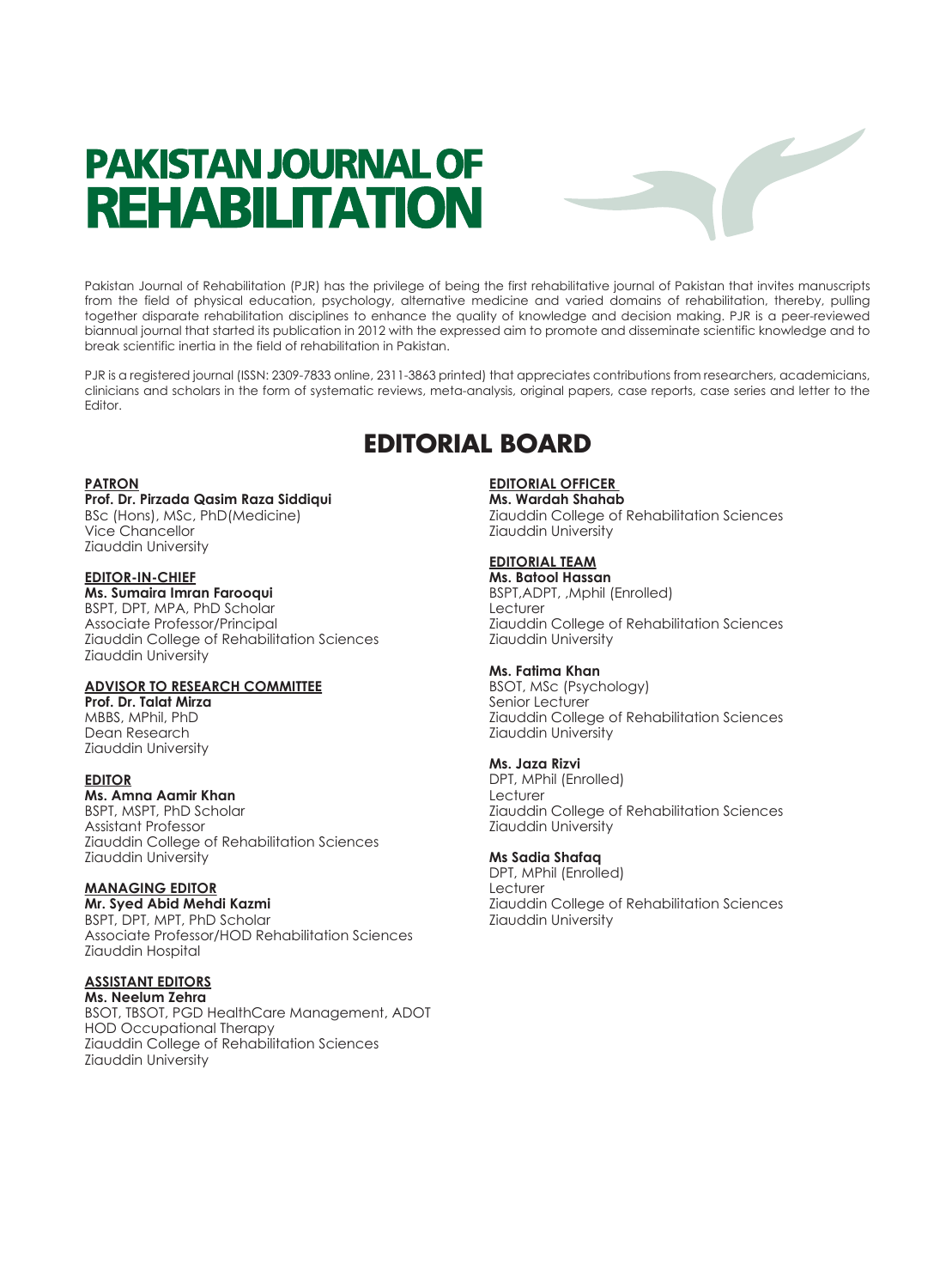# PAKISTAN JOURNAL OF REHABILITATION

Pakistan Journal of Rehabilitation (PJR) has the privilege of being the first rehabilitative journal of Pakistan that invites manuscripts from the field of physical education, psychology, alternative medicine and varied domains of rehabilitation, thereby, pulling together disparate rehabilitation disciplines to enhance the quality of knowledge and decision making. PJR is a peer-reviewed biannual journal that started its publication in 2012 with the expressed aim to promote and disseminate scientific knowledge and to break scientific inertia in the field of rehabilitation in Pakistan.

PJR is a registered journal (ISSN: 2309-7833 online, 2311-3863 printed) that appreciates contributions from researchers, academicians, clinicians and scholars in the form of systematic reviews, meta-analysis, original papers, case reports, case series and letter to the Editor.

## EDITORIAL BOARD

**PATRON**
**Prof. Dr. Pirzada Qasim Raza Siddiqui**
BSc (Hons), MSc, PhD(Medicine)
Vice Chancellor
Ziauddin University

**EDITOR-IN-CHIEF**
**Ms. Sumaira Imran Farooqui**
BSPT, DPT, MPA, PhD Scholar
Associate Professor/Principal
Ziauddin College of Rehabilitation Sciences
Ziauddin University

**ADVISOR TO RESEARCH COMMITTEE**
**Prof. Dr. Talat Mirza**
MBBS, MPhil, PhD
Dean Research
Ziauddin University

**EDITOR**
**Ms. Amna Aamir Khan**
BSPT, MSPT, PhD Scholar
Assistant Professor
Ziauddin College of Rehabilitation Sciences
Ziauddin University

**MANAGING EDITOR**
**Mr. Syed Abid Mehdi Kazmi**
BSPT, DPT, MPT, PhD Scholar
Associate Professor/HOD Rehabilitation Sciences
Ziauddin Hospital

**ASSISTANT EDITORS**
**Ms. Neelum Zehra**
BSOT, TBSOT, PGD HealthCare Management, ADOT
HOD Occupational Therapy
Ziauddin College of Rehabilitation Sciences
Ziauddin University

**EDITORIAL OFFICER**
**Ms. Wardah Shahab**
Ziauddin College of Rehabilitation Sciences
Ziauddin University

**EDITORIAL TEAM**
**Ms. Batool Hassan**
BSPT,ADPT, ,Mphil (Enrolled)
Lecturer
Ziauddin College of Rehabilitation Sciences
Ziauddin University

**Ms. Fatima Khan**
BSOT, MSc (Psychology)
Senior Lecturer
Ziauddin College of Rehabilitation Sciences
Ziauddin University

**Ms. Jaza Rizvi**
DPT, MPhil (Enrolled)
Lecturer
Ziauddin College of Rehabilitation Sciences
Ziauddin University

**Ms Sadia Shafaq**
DPT, MPhil (Enrolled)
Lecturer
Ziauddin College of Rehabilitation Sciences
Ziauddin University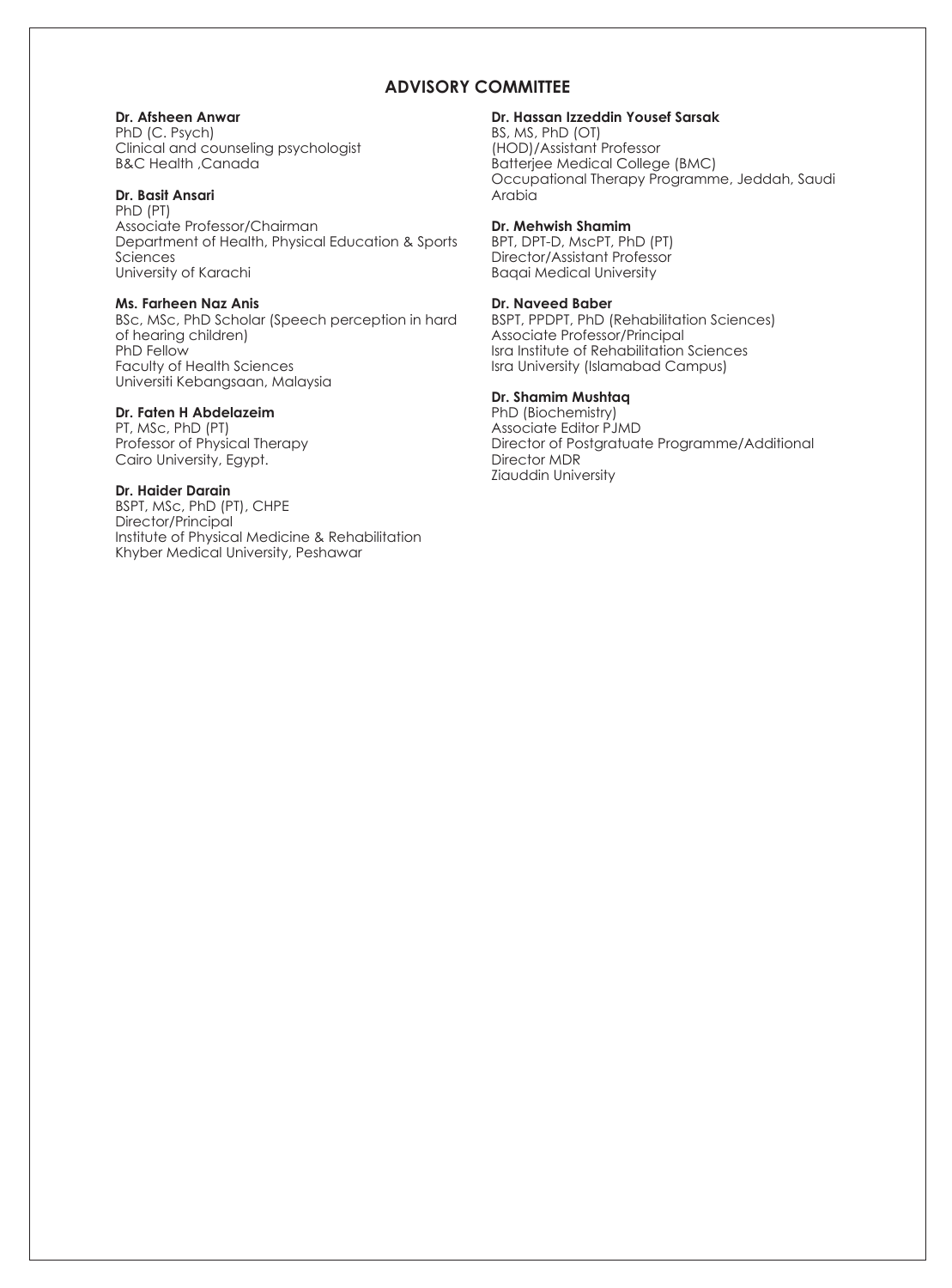## ADVISORY COMMITTEE

**Dr. Afsheen Anwar**
PhD (C. Psych)
Clinical and counseling psychologist
B&C Health ,Canada

**Dr. Basit Ansari**
PhD (PT)
Associate Professor/Chairman
Department of Health, Physical Education & Sports Sciences
University of Karachi

**Ms. Farheen Naz Anis**
BSc, MSc, PhD Scholar (Speech perception in hard of hearing children)
PhD Fellow
Faculty of Health Sciences
Universiti Kebangsaan, Malaysia

**Dr. Faten H Abdelazeim**
PT, MSc, PhD (PT)
Professor of Physical Therapy
Cairo University, Egypt.

**Dr. Haider Darain**
BSPT, MSc, PhD (PT), CHPE
Director/Principal
Institute of Physical Medicine & Rehabilitation
Khyber Medical University, Peshawar

**Dr. Hassan Izzeddin Yousef Sarsak**
BS, MS, PhD (OT)
(HOD)/Assistant Professor
Batterjee Medical College (BMC)
Occupational Therapy Programme, Jeddah, Saudi Arabia

**Dr. Mehwish Shamim**
BPT, DPT-D, MscPT, PhD (PT)
Director/Assistant Professor
Baqai Medical University

**Dr. Naveed Baber**
BSPT, PPDPT, PhD (Rehabilitation Sciences)
Associate Professor/Principal
Isra Institute of Rehabilitation Sciences
Isra University (Islamabad Campus)

**Dr. Shamim Mushtaq**
PhD (Biochemistry)
Associate Editor PJMD
Director of Postgratuate Programme/Additional Director MDR
Ziauddin University